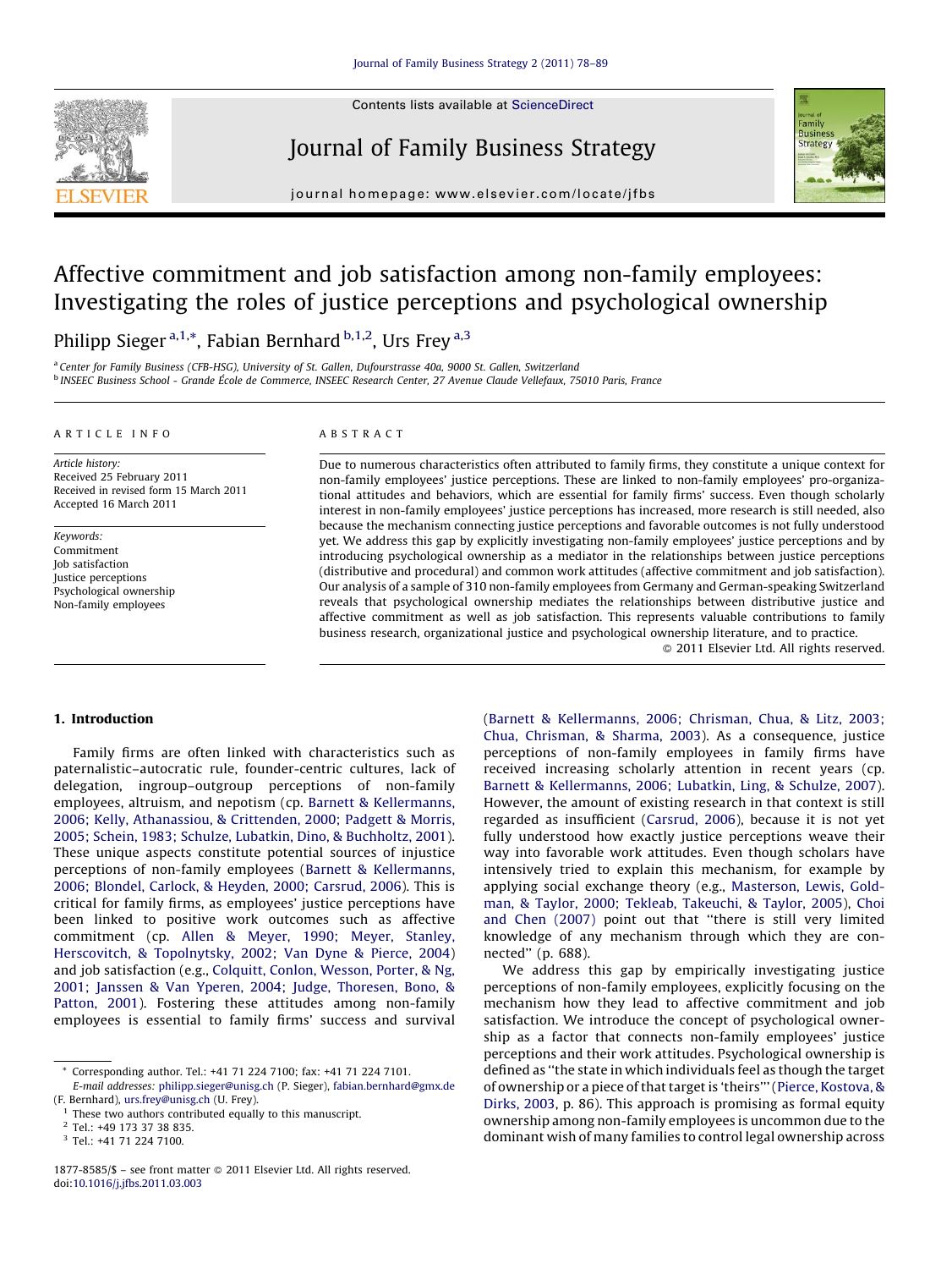# Affective commitment and job satisfaction among non-family employees: Investigating the roles of justice perceptions and psychological ownership

Philipp Sieger [a,1,*], Fabian Bernhard [b,1,2], Urs Frey [a,3]

[a] Center for Family Business (CFB-HSG), University of St. Gallen, Dufourstrasse 40a, 9000 St. Gallen, Switzerland

[b] INSEEC Business School - Grande École de Commerce, INSEEC Research Center, 27 Avenue Claude Vellefaux, 75010 Paris, France

## ARTICLE INFO

*Article history:*
Received 25 February 2011
Received in revised form 15 March 2011
Accepted 16 March 2011

*Keywords:*
Commitment
Job satisfaction
Justice perceptions
Psychological ownership
Non-family employees

## ABSTRACT

Due to numerous characteristics often attributed to family firms, they constitute a unique context for non-family employees' justice perceptions. These are linked to non-family employees' pro-organizational attitudes and behaviors, which are essential for family firms' success. Even though scholarly interest in non-family employees' justice perceptions has increased, more research is still needed, also because the mechanism connecting justice perceptions and favorable outcomes is not fully understood yet. We address this gap by explicitly investigating non-family employees' justice perceptions and by introducing psychological ownership as a mediator in the relationships between justice perceptions (distributive and procedural) and common work attitudes (affective commitment and job satisfaction). Our analysis of a sample of 310 non-family employees from Germany and German-speaking Switzerland reveals that psychological ownership mediates the relationships between distributive justice and affective commitment as well as job satisfaction. This represents valuable contributions to family business research, organizational justice and psychological ownership literature, and to practice.

© 2011 Elsevier Ltd. All rights reserved.

## 1. Introduction

Family firms are often linked with characteristics such as paternalistic–autocratic rule, founder-centric cultures, lack of delegation, ingroup–outgroup perceptions of non-family employees, altruism, and nepotism (cp. Barnett & Kellermanns, 2006; Kelly, Athanassiou, & Crittenden, 2000; Padgett & Morris, 2005; Schein, 1983; Schulze, Lubatkin, Dino, & Buchholtz, 2001). These unique aspects constitute potential sources of injustice perceptions of non-family employees (Barnett & Kellermanns, 2006; Blondel, Carlock, & Heyden, 2000; Carsrud, 2006). This is critical for family firms, as employees' justice perceptions have been linked to positive work outcomes such as affective commitment (cp. Allen & Meyer, 1990; Meyer, Stanley, Herscovitch, & Topolnytsky, 2002; Van Dyne & Pierce, 2004) and job satisfaction (e.g., Colquitt, Conlon, Wesson, Porter, & Ng, 2001; Janssen & Van Yperen, 2004; Judge, Thoresen, Bono, & Patton, 2001). Fostering these attitudes among non-family employees is essential to family firms' success and survival (Barnett & Kellermanns, 2006; Chrisman, Chua, & Litz, 2003; Chua, Chrisman, & Sharma, 2003). As a consequence, justice perceptions of non-family employees in family firms have received increasing scholarly attention in recent years (cp. Barnett & Kellermanns, 2006; Lubatkin, Ling, & Schulze, 2007). However, the amount of existing research in that context is still regarded as insufficient (Carsrud, 2006), because it is not yet fully understood how exactly justice perceptions weave their way into favorable work attitudes. Even though scholars have intensively tried to explain this mechanism, for example by applying social exchange theory (e.g., Masterson, Lewis, Goldman, & Taylor, 2000; Tekleab, Takeuchi, & Taylor, 2005), Choi and Chen (2007) point out that "there is still very limited knowledge of any mechanism through which they are connected" (p. 688).

We address this gap by empirically investigating justice perceptions of non-family employees, explicitly focusing on the mechanism how they lead to affective commitment and job satisfaction. We introduce the concept of psychological ownership as a factor that connects non-family employees' justice perceptions and their work attitudes. Psychological ownership is defined as "the state in which individuals feel as though the target of ownership or a piece of that target is 'theirs'" (Pierce, Kostova, & Dirks, 2003, p. 86). This approach is promising as formal equity ownership among non-family employees is uncommon due to the dominant wish of many families to control legal ownership across

---

* Corresponding author. Tel.: +41 71 224 7100; fax: +41 71 224 7101.
*E-mail addresses:* philipp.sieger@unisg.ch (P. Sieger), fabian.bernhard@gmx.de (F. Bernhard), urs.frey@unisg.ch (U. Frey).

[1] These two authors contributed equally to this manuscript.

[2] Tel.: +49 173 37 38 835.

[3] Tel.: +41 71 224 7100.

1877-8585/$ – see front matter © 2011 Elsevier Ltd. All rights reserved.
doi:10.1016/j.jfbs.2011.03.003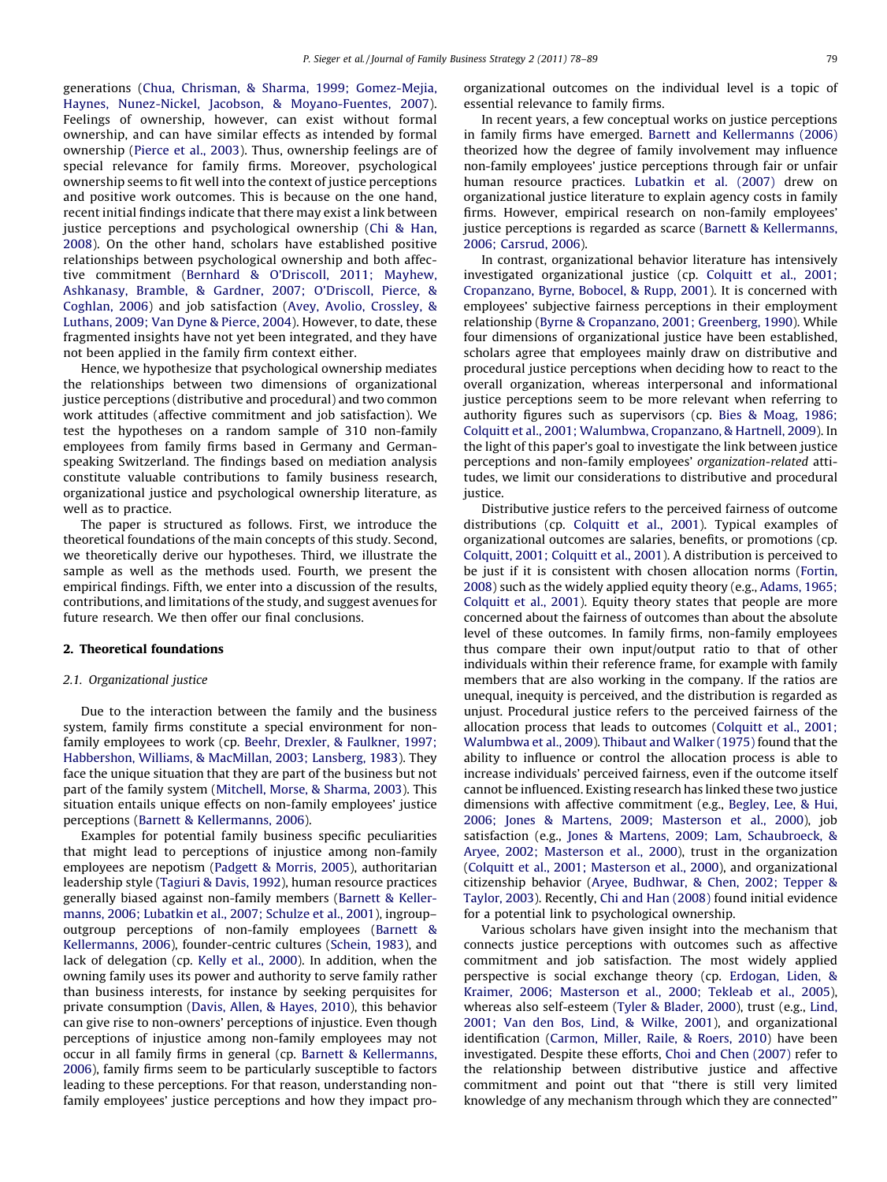generations (Chua, Chrisman, & Sharma, 1999; Gomez-Mejia, Haynes, Nunez-Nickel, Jacobson, & Moyano-Fuentes, 2007). Feelings of ownership, however, can exist without formal ownership, and can have similar effects as intended by formal ownership (Pierce et al., 2003). Thus, ownership feelings are of special relevance for family firms. Moreover, psychological ownership seems to fit well into the context of justice perceptions and positive work outcomes. This is because on the one hand, recent initial findings indicate that there may exist a link between justice perceptions and psychological ownership (Chi & Han, 2008). On the other hand, scholars have established positive relationships between psychological ownership and both affective commitment (Bernhard & O'Driscoll, 2011; Mayhew, Ashkanasy, Bramble, & Gardner, 2007; O'Driscoll, Pierce, & Coghlan, 2006) and job satisfaction (Avey, Avolio, Crossley, & Luthans, 2009; Van Dyne & Pierce, 2004). However, to date, these fragmented insights have not yet been integrated, and they have not been applied in the family firm context either.

Hence, we hypothesize that psychological ownership mediates the relationships between two dimensions of organizational justice perceptions (distributive and procedural) and two common work attitudes (affective commitment and job satisfaction). We test the hypotheses on a random sample of 310 non-family employees from family firms based in Germany and German-speaking Switzerland. The findings based on mediation analysis constitute valuable contributions to family business research, organizational justice and psychological ownership literature, as well as to practice.

The paper is structured as follows. First, we introduce the theoretical foundations of the main concepts of this study. Second, we theoretically derive our hypotheses. Third, we illustrate the sample as well as the methods used. Fourth, we present the empirical findings. Fifth, we enter into a discussion of the results, contributions, and limitations of the study, and suggest avenues for future research. We then offer our final conclusions.

## 2. Theoretical foundations

### 2.1. Organizational justice

Due to the interaction between the family and the business system, family firms constitute a special environment for non-family employees to work (cp. Beehr, Drexler, & Faulkner, 1997; Habbershon, Williams, & MacMillan, 2003; Lansberg, 1983). They face the unique situation that they are part of the business but not part of the family system (Mitchell, Morse, & Sharma, 2003). This situation entails unique effects on non-family employees' justice perceptions (Barnett & Kellermanns, 2006).

Examples for potential family business specific peculiarities that might lead to perceptions of injustice among non-family employees are nepotism (Padgett & Morris, 2005), authoritarian leadership style (Tagiuri & Davis, 1992), human resource practices generally biased against non-family members (Barnett & Kellermanns, 2006; Lubatkin et al., 2007; Schulze et al., 2001), ingroup–outgroup perceptions of non-family employees (Barnett & Kellermanns, 2006), founder-centric cultures (Schein, 1983), and lack of delegation (cp. Kelly et al., 2000). In addition, when the owning family uses its power and authority to serve family rather than business interests, for instance by seeking perquisites for private consumption (Davis, Allen, & Hayes, 2010), this behavior can give rise to non-owners' perceptions of injustice. Even though perceptions of injustice among non-family employees may not occur in all family firms in general (cp. Barnett & Kellermanns, 2006), family firms seem to be particularly susceptible to factors leading to these perceptions. For that reason, understanding non-family employees' justice perceptions and how they impact pro-organizational outcomes on the individual level is a topic of essential relevance to family firms.

In recent years, a few conceptual works on justice perceptions in family firms have emerged. Barnett and Kellermanns (2006) theorized how the degree of family involvement may influence non-family employees' justice perceptions through fair or unfair human resource practices. Lubatkin et al. (2007) drew on organizational justice literature to explain agency costs in family firms. However, empirical research on non-family employees' justice perceptions is regarded as scarce (Barnett & Kellermanns, 2006; Carsrud, 2006).

In contrast, organizational behavior literature has intensively investigated organizational justice (cp. Colquitt et al., 2001; Cropanzano, Byrne, Bobocel, & Rupp, 2001). It is concerned with employees' subjective fairness perceptions in their employment relationship (Byrne & Cropanzano, 2001; Greenberg, 1990). While four dimensions of organizational justice have been established, scholars agree that employees mainly draw on distributive and procedural justice perceptions when deciding how to react to the overall organization, whereas interpersonal and informational justice perceptions seem to be more relevant when referring to authority figures such as supervisors (cp. Bies & Moag, 1986; Colquitt et al., 2001; Walumbwa, Cropanzano, & Hartnell, 2009). In the light of this paper's goal to investigate the link between justice perceptions and non-family employees' *organization-related* attitudes, we limit our considerations to distributive and procedural justice.

Distributive justice refers to the perceived fairness of outcome distributions (cp. Colquitt et al., 2001). Typical examples of organizational outcomes are salaries, benefits, or promotions (cp. Colquitt, 2001; Colquitt et al., 2001). A distribution is perceived to be just if it is consistent with chosen allocation norms (Fortin, 2008) such as the widely applied equity theory (e.g., Adams, 1965; Colquitt et al., 2001). Equity theory states that people are more concerned about the fairness of outcomes than about the absolute level of these outcomes. In family firms, non-family employees thus compare their own input/output ratio to that of other individuals within their reference frame, for example with family members that are also working in the company. If the ratios are unequal, inequity is perceived, and the distribution is regarded as unjust. Procedural justice refers to the perceived fairness of the allocation process that leads to outcomes (Colquitt et al., 2001; Walumbwa et al., 2009). Thibaut and Walker (1975) found that the ability to influence or control the allocation process is able to increase individuals' perceived fairness, even if the outcome itself cannot be influenced. Existing research has linked these two justice dimensions with affective commitment (e.g., Begley, Lee, & Hui, 2006; Jones & Martens, 2009; Masterson et al., 2000), job satisfaction (e.g., Jones & Martens, 2009; Lam, Schaubroeck, & Aryee, 2002; Masterson et al., 2000), trust in the organization (Colquitt et al., 2001; Masterson et al., 2000), and organizational citizenship behavior (Aryee, Budhwar, & Chen, 2002; Tepper & Taylor, 2003). Recently, Chi and Han (2008) found initial evidence for a potential link to psychological ownership.

Various scholars have given insight into the mechanism that connects justice perceptions with outcomes such as affective commitment and job satisfaction. The most widely applied perspective is social exchange theory (cp. Erdogan, Liden, & Kraimer, 2006; Masterson et al., 2000; Tekleab et al., 2005), whereas also self-esteem (Tyler & Blader, 2000), trust (e.g., Lind, 2001; Van den Bos, Lind, & Wilke, 2001), and organizational identification (Carmon, Miller, Raile, & Roers, 2010) have been investigated. Despite these efforts, Choi and Chen (2007) refer to the relationship between distributive justice and affective commitment and point out that "there is still very limited knowledge of any mechanism through which they are connected"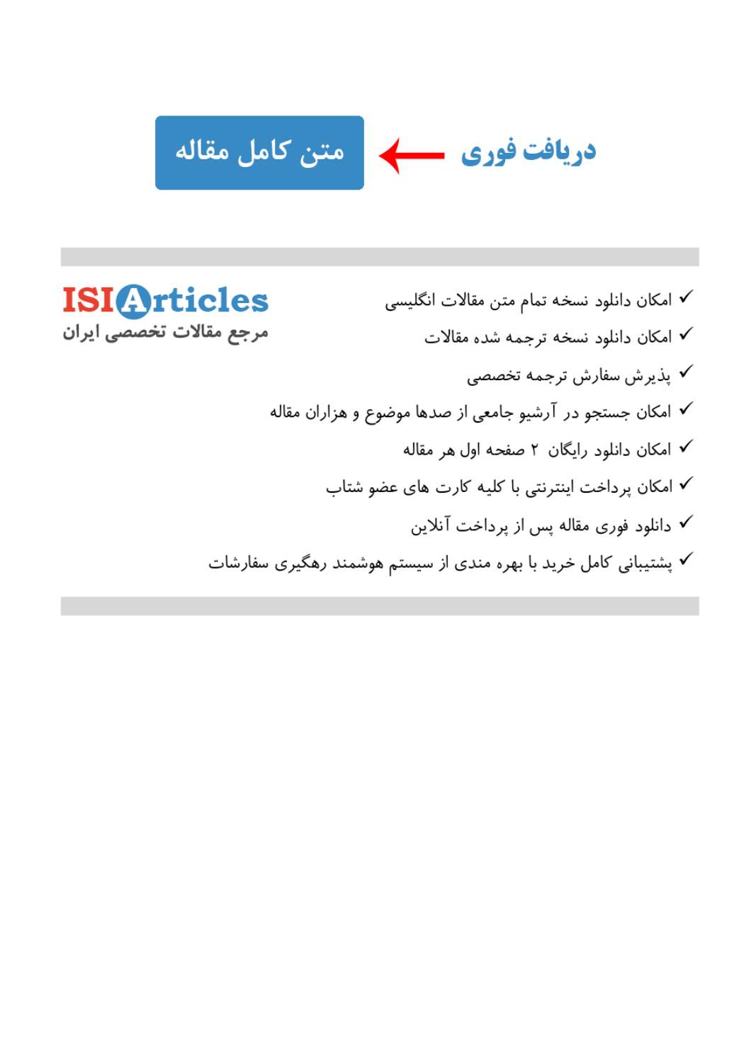دریافت فوری ← **متن کامل مقاله**

**ISIArticles**
مرجع مقالات تخصصی ایران

- ✓ امکان دانلود نسخه تمام متن مقالات انگلیسی
- ✓ امکان دانلود نسخه ترجمه شده مقالات
- ✓ پذیرش سفارش ترجمه تخصصی
- ✓ امکان جستجو در آرشیو جامعی از صدها موضوع و هزاران مقاله
- ✓ امکان دانلود رایگان ۲ صفحه اول هر مقاله
- ✓ امکان پرداخت اینترنتی با کلیه کارت های عضو شتاب
- ✓ دانلود فوری مقاله پس از پرداخت آنلاین
- ✓ پشتیبانی کامل خرید با بهره مندی از سیستم هوشمند رهگیری سفارشات